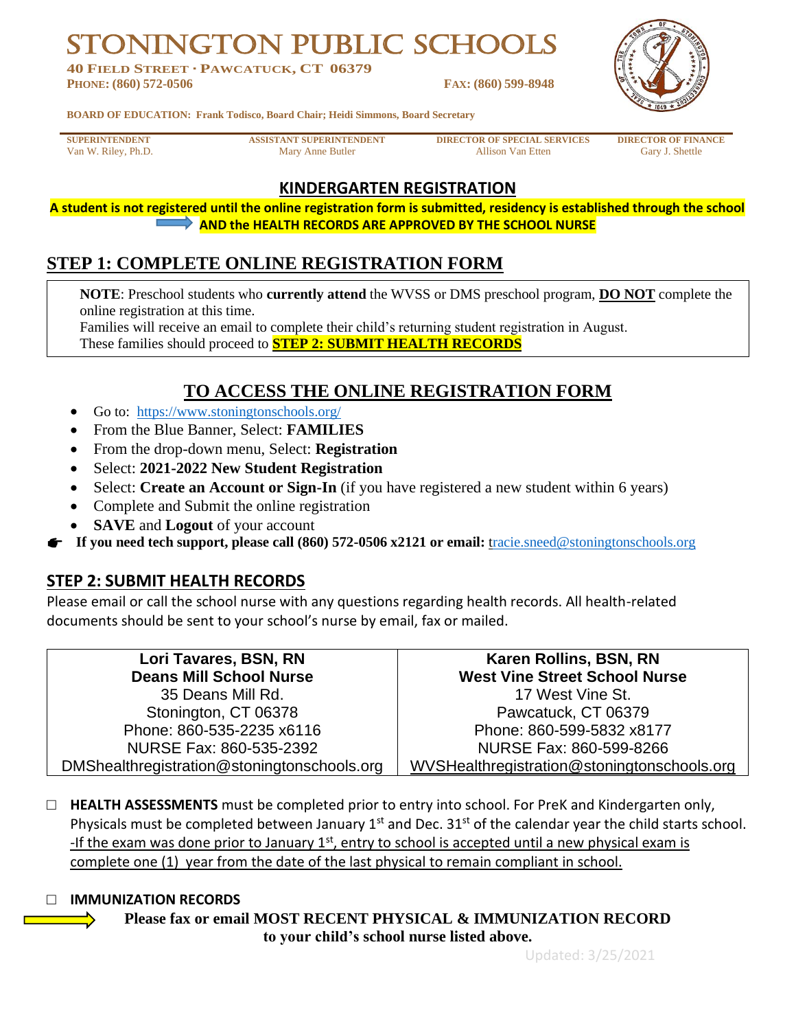# STONINGTON PUBLIC SCHOOLS

**40 FIELD STREET · PAWCATUCK, CT 06379**
**PHONE: (860) 572-0506** **FAX: (860) 599-8948**

**BOARD OF EDUCATION: Frank Todisco, Board Chair; Heidi Simmons, Board Secretary**

| SUPERINTENDENT | ASSISTANT SUPERINTENDENT | DIRECTOR OF SPECIAL SERVICES | DIRECTOR OF FINANCE |
|---|---|---|---|
| Van W. Riley, Ph.D. | Mary Anne Butler | Allison Van Etten | Gary J. Shettle |

## KINDERGARTEN REGISTRATION

**A student is not registered until the online registration form is submitted, residency is established through the school AND the HEALTH RECORDS ARE APPROVED BY THE SCHOOL NURSE**

## STEP 1: COMPLETE ONLINE REGISTRATION FORM

**NOTE**: Preschool students who **currently attend** the WVSS or DMS preschool program, **DO NOT** complete the online registration at this time.
Families will receive an email to complete their child's returning student registration in August.
These families should proceed to **STEP 2: SUBMIT HEALTH RECORDS**

## TO ACCESS THE ONLINE REGISTRATION FORM

- Go to: https://www.stoningtonschools.org/
- From the Blue Banner, Select: **FAMILIES**
- From the drop-down menu, Select: **Registration**
- Select: **2021-2022 New Student Registration**
- Select: **Create an Account or Sign-In** (if you have registered a new student within 6 years)
- Complete and Submit the online registration
- **SAVE** and **Logout** of your account

☛ **If you need tech support, please call (860) 572-0506 x2121 or email:** tracie.sneed@stoningtonschools.org

## STEP 2: SUBMIT HEALTH RECORDS

Please email or call the school nurse with any questions regarding health records. All health-related documents should be sent to your school's nurse by email, fax or mailed.

| Lori Tavares, BSN, RN<br>Deans Mill School Nurse | Karen Rollins, BSN, RN<br>West Vine Street School Nurse |
|---|---|
| 35 Deans Mill Rd.<br>Stonington, CT 06378<br>Phone: 860-535-2235 x6116<br>NURSE Fax: 860-535-2392<br>DMShealthregistration@stoningtonschools.org | 17 West Vine St.<br>Pawcatuck, CT 06379<br>Phone: 860-599-5832 x8177<br>NURSE Fax: 860-599-8266<br>WVSHealthregistration@stoningtonschools.org |

☐ **HEALTH ASSESSMENTS** must be completed prior to entry into school. For PreK and Kindergarten only, Physicals must be completed between January 1st and Dec. 31st of the calendar year the child starts school. -If the exam was done prior to January 1st, entry to school is accepted until a new physical exam is complete one (1) year from the date of the last physical to remain compliant in school.

☐ **IMMUNIZATION RECORDS**

**Please fax or email MOST RECENT PHYSICAL & IMMUNIZATION RECORD to your child's school nurse listed above.**

Updated: 3/25/2021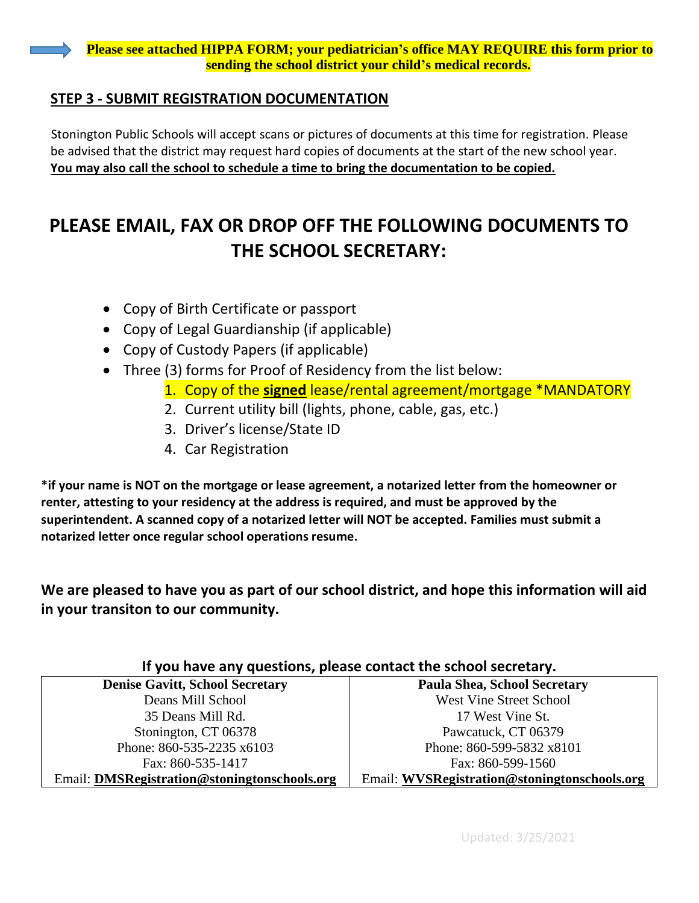**Please see attached HIPPA FORM; your pediatrician's office MAY REQUIRE this form prior to sending the school district your child's medical records.**

## STEP 3 - SUBMIT REGISTRATION DOCUMENTATION

Stonington Public Schools will accept scans or pictures of documents at this time for registration. Please be advised that the district may request hard copies of documents at the start of the new school year. **You may also call the school to schedule a time to bring the documentation to be copied.**

# PLEASE EMAIL, FAX OR DROP OFF THE FOLLOWING DOCUMENTS TO THE SCHOOL SECRETARY:

- Copy of Birth Certificate or passport
- Copy of Legal Guardianship (if applicable)
- Copy of Custody Papers (if applicable)
- Three (3) forms for Proof of Residency from the list below:
  1. Copy of the **signed** lease/rental agreement/mortgage *MANDATORY
  2. Current utility bill (lights, phone, cable, gas, etc.)
  3. Driver's license/State ID
  4. Car Registration

**\*if your name is NOT on the mortgage or lease agreement, a notarized letter from the homeowner or renter, attesting to your residency at the address is required, and must be approved by the superintendent. A scanned copy of a notarized letter will NOT be accepted. Families must submit a notarized letter once regular school operations resume.**

**We are pleased to have you as part of our school district, and hope this information will aid in your transiton to our community.**

**If you have any questions, please contact the school secretary.**

| **Denise Gavitt, School Secretary** | **Paula Shea, School Secretary** |
|---|---|
| Deans Mill School | West Vine Street School |
| 35 Deans Mill Rd. | 17 West Vine St. |
| Stonington, CT 06378 | Pawcatuck, CT 06379 |
| Phone: 860-535-2235 x6103 | Phone: 860-599-5832 x8101 |
| Fax: 860-535-1417 | Fax: 860-599-1560 |
| Email: **DMSRegistration@stoningtonschools.org** | Email: **WVSRegistration@stoningtonschools.org** |

Updated: 3/25/2021